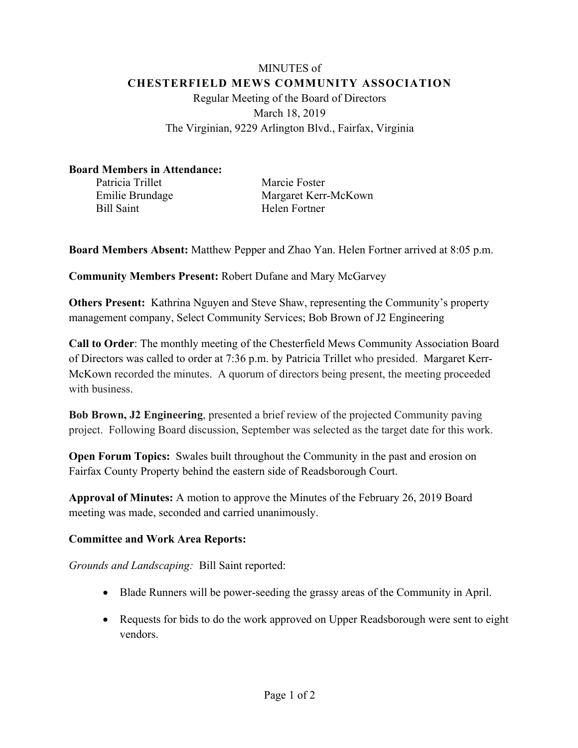MINUTES of

# CHESTERFIELD MEWS COMMUNITY ASSOCIATION

Regular Meeting of the Board of Directors
March 18, 2019
The Virginian, 9229 Arlington Blvd., Fairfax, Virginia

**Board Members in Attendance:**

Patricia Trillet
Emilie Brundage
Bill Saint
Marcie Foster
Margaret Kerr-McKown
Helen Fortner

**Board Members Absent:** Matthew Pepper and Zhao Yan. Helen Fortner arrived at 8:05 p.m.

**Community Members Present:** Robert Dufane and Mary McGarvey

**Others Present:** Kathrina Nguyen and Steve Shaw, representing the Community's property management company, Select Community Services; Bob Brown of J2 Engineering

**Call to Order**: The monthly meeting of the Chesterfield Mews Community Association Board of Directors was called to order at 7:36 p.m. by Patricia Trillet who presided. Margaret Kerr-McKown recorded the minutes. A quorum of directors being present, the meeting proceeded with business.

**Bob Brown, J2 Engineering**, presented a brief review of the projected Community paving project. Following Board discussion, September was selected as the target date for this work.

**Open Forum Topics:** Swales built throughout the Community in the past and erosion on Fairfax County Property behind the eastern side of Readsborough Court.

**Approval of Minutes:** A motion to approve the Minutes of the February 26, 2019 Board meeting was made, seconded and carried unanimously.

**Committee and Work Area Reports:**

*Grounds and Landscaping:* Bill Saint reported:

- Blade Runners will be power-seeding the grassy areas of the Community in April.
- Requests for bids to do the work approved on Upper Readsborough were sent to eight vendors.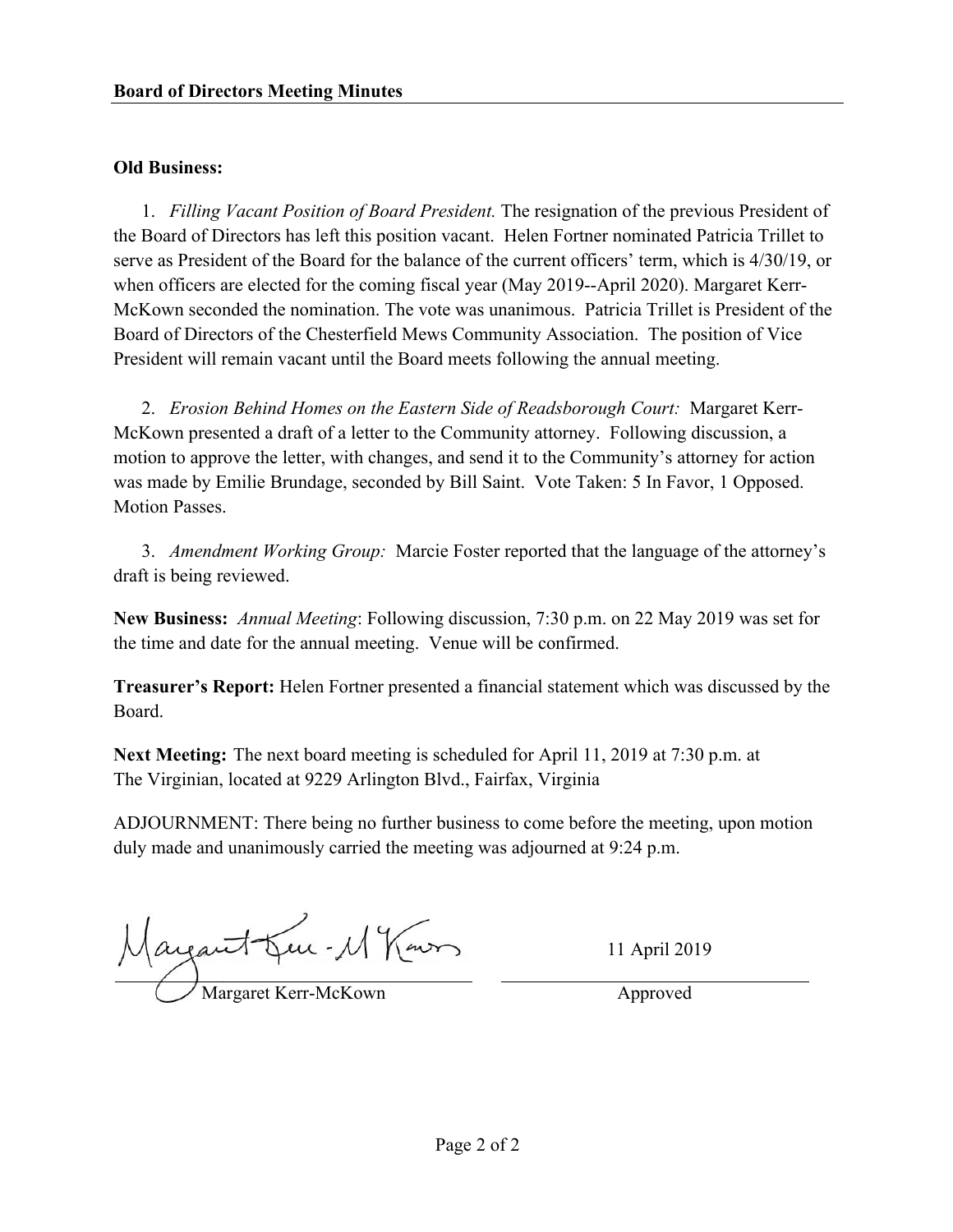**Board of Directors Meeting Minutes**

**Old Business:**

1. *Filling Vacant Position of Board President.* The resignation of the previous President of the Board of Directors has left this position vacant. Helen Fortner nominated Patricia Trillet to serve as President of the Board for the balance of the current officers' term, which is 4/30/19, or when officers are elected for the coming fiscal year (May 2019--April 2020). Margaret Kerr-McKown seconded the nomination. The vote was unanimous. Patricia Trillet is President of the Board of Directors of the Chesterfield Mews Community Association. The position of Vice President will remain vacant until the Board meets following the annual meeting.

2. *Erosion Behind Homes on the Eastern Side of Readsborough Court:* Margaret Kerr-McKown presented a draft of a letter to the Community attorney. Following discussion, a motion to approve the letter, with changes, and send it to the Community's attorney for action was made by Emilie Brundage, seconded by Bill Saint. Vote Taken: 5 In Favor, 1 Opposed. Motion Passes.

3. *Amendment Working Group:* Marcie Foster reported that the language of the attorney's draft is being reviewed.

**New Business:** *Annual Meeting*: Following discussion, 7:30 p.m. on 22 May 2019 was set for the time and date for the annual meeting. Venue will be confirmed.

**Treasurer's Report:** Helen Fortner presented a financial statement which was discussed by the Board.

**Next Meeting:** The next board meeting is scheduled for April 11, 2019 at 7:30 p.m. at The Virginian, located at 9229 Arlington Blvd., Fairfax, Virginia

ADJOURNMENT: There being no further business to come before the meeting, upon motion duly made and unanimously carried the meeting was adjourned at 9:24 p.m.

Margaret Kerr-McKown (signature)

Margaret Kerr-McKown

11 April 2019

Approved